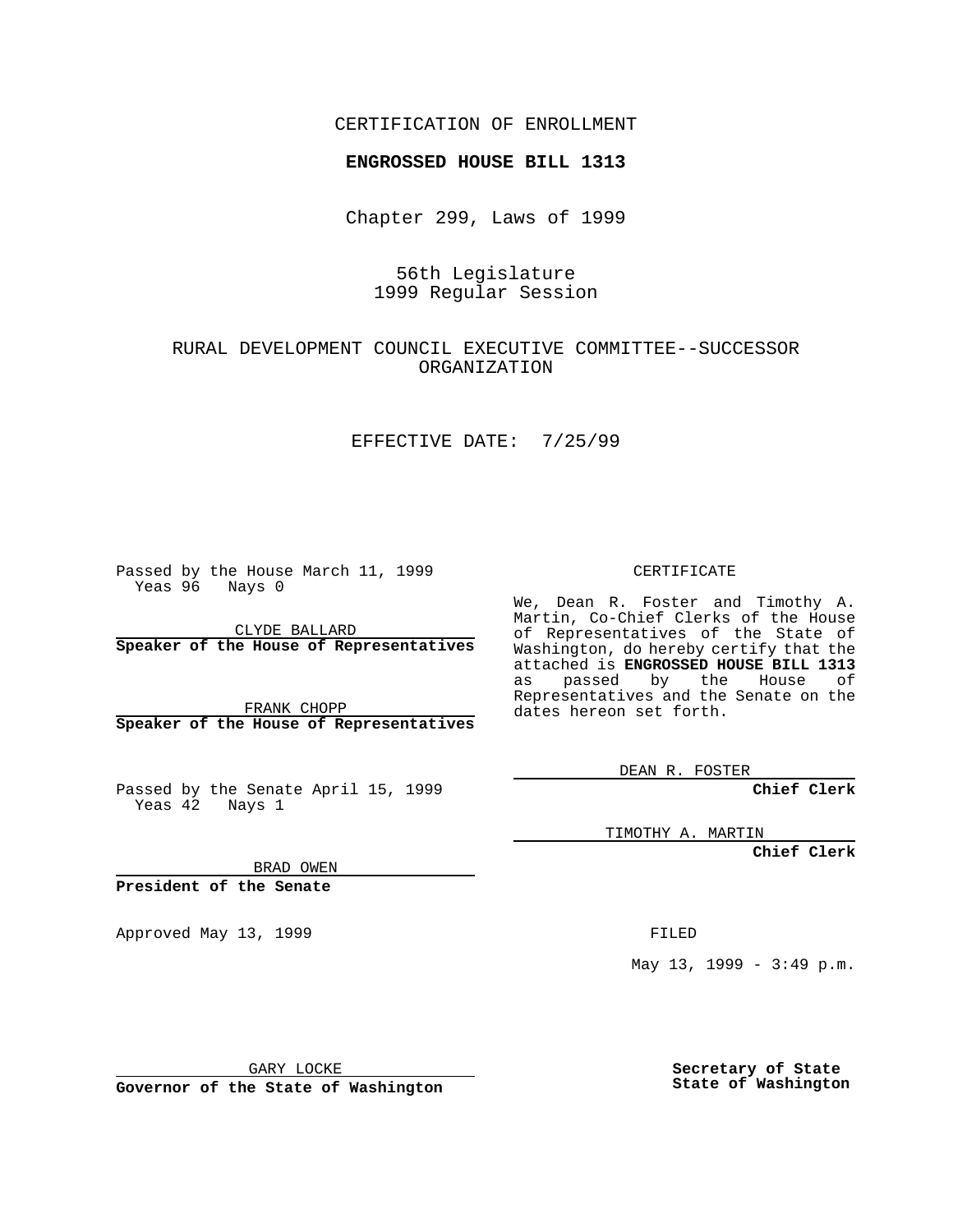CERTIFICATION OF ENROLLMENT

**ENGROSSED HOUSE BILL 1313**

Chapter 299, Laws of 1999

56th Legislature
1999 Regular Session

RURAL DEVELOPMENT COUNCIL EXECUTIVE COMMITTEE--SUCCESSOR ORGANIZATION

EFFECTIVE DATE: 7/25/99

Passed by the House March 11, 1999
Yeas 96 Nays 0

CLYDE BALLARD
**Speaker of the House of Representatives**

FRANK CHOPP
**Speaker of the House of Representatives**

Passed by the Senate April 15, 1999
Yeas 42 Nays 1

BRAD OWEN
**President of the Senate**

Approved May 13, 1999

GARY LOCKE
**Governor of the State of Washington**

CERTIFICATE

We, Dean R. Foster and Timothy A. Martin, Co-Chief Clerks of the House of Representatives of the State of Washington, do hereby certify that the attached is **ENGROSSED HOUSE BILL 1313** as passed by the House of Representatives and the Senate on the dates hereon set forth.

DEAN R. FOSTER
**Chief Clerk**

TIMOTHY A. MARTIN
**Chief Clerk**

FILED

May 13, 1999 - 3:49 p.m.

**Secretary of State**
**State of Washington**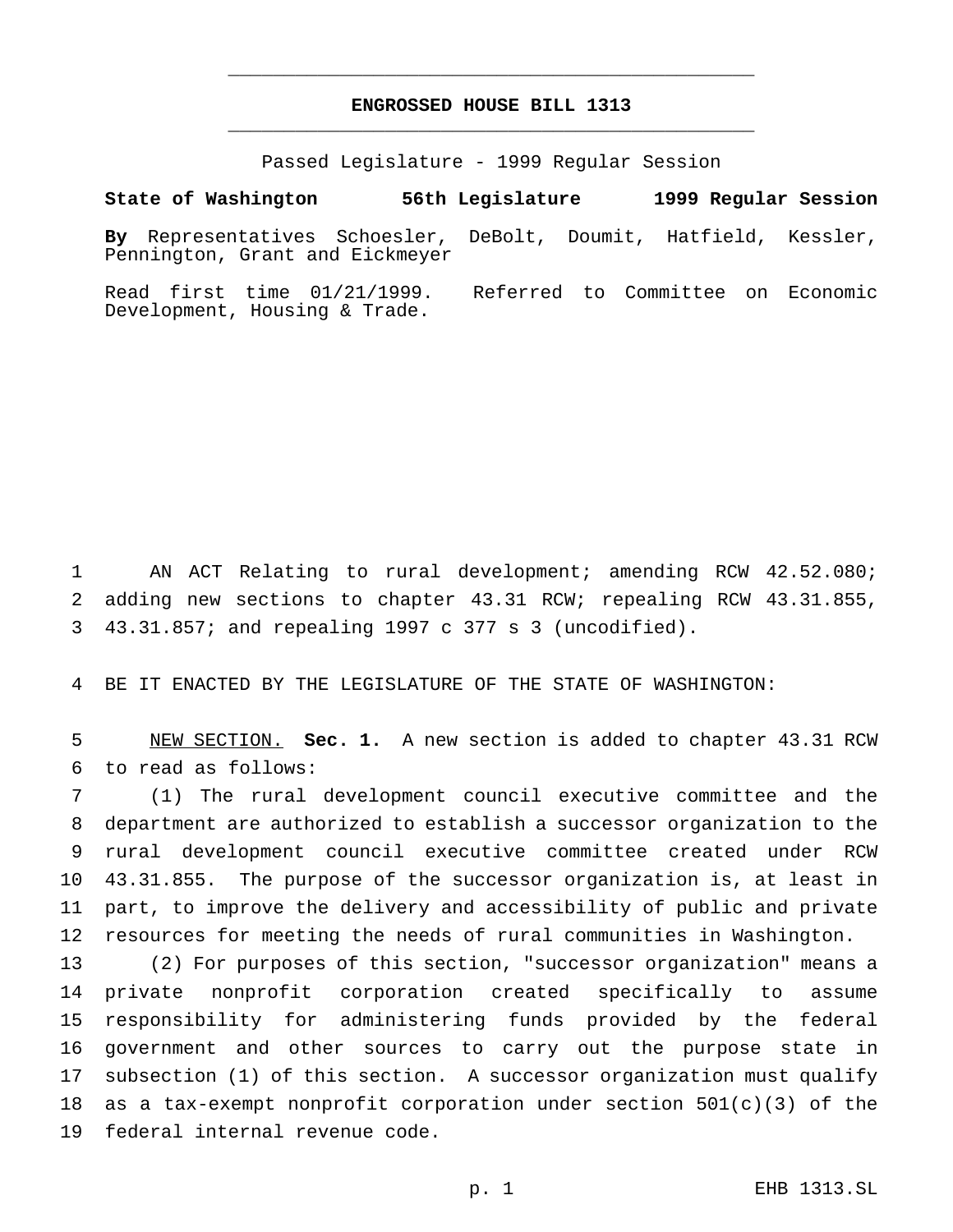# ENGROSSED HOUSE BILL 1313

Passed Legislature - 1999 Regular Session

**State of Washington 56th Legislature 1999 Regular Session**

**By** Representatives Schoesler, DeBolt, Doumit, Hatfield, Kessler, Pennington, Grant and Eickmeyer

Read first time 01/21/1999. Referred to Committee on Economic Development, Housing & Trade.

AN ACT Relating to rural development; amending RCW 42.52.080; adding new sections to chapter 43.31 RCW; repealing RCW 43.31.855, 43.31.857; and repealing 1997 c 377 s 3 (uncodified).

BE IT ENACTED BY THE LEGISLATURE OF THE STATE OF WASHINGTON:

NEW SECTION. **Sec. 1.** A new section is added to chapter 43.31 RCW to read as follows:

(1) The rural development council executive committee and the department are authorized to establish a successor organization to the rural development council executive committee created under RCW 43.31.855. The purpose of the successor organization is, at least in part, to improve the delivery and accessibility of public and private resources for meeting the needs of rural communities in Washington.

(2) For purposes of this section, "successor organization" means a private nonprofit corporation created specifically to assume responsibility for administering funds provided by the federal government and other sources to carry out the purpose state in subsection (1) of this section. A successor organization must qualify as a tax-exempt nonprofit corporation under section 501(c)(3) of the federal internal revenue code.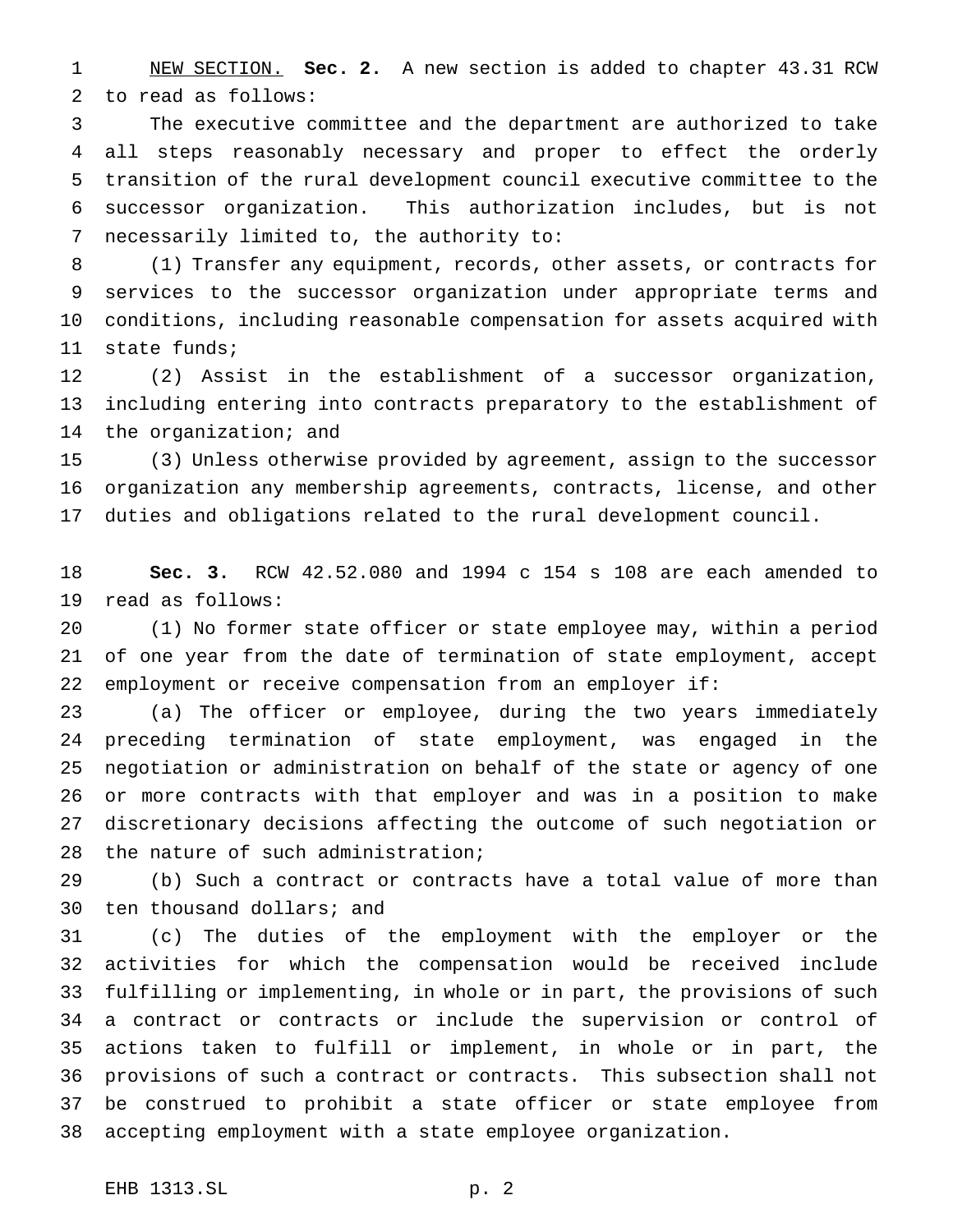NEW SECTION. **Sec. 2.** A new section is added to chapter 43.31 RCW to read as follows:

The executive committee and the department are authorized to take all steps reasonably necessary and proper to effect the orderly transition of the rural development council executive committee to the successor organization. This authorization includes, but is not necessarily limited to, the authority to:

(1) Transfer any equipment, records, other assets, or contracts for services to the successor organization under appropriate terms and conditions, including reasonable compensation for assets acquired with state funds;

(2) Assist in the establishment of a successor organization, including entering into contracts preparatory to the establishment of the organization; and

(3) Unless otherwise provided by agreement, assign to the successor organization any membership agreements, contracts, license, and other duties and obligations related to the rural development council.

**Sec. 3.** RCW 42.52.080 and 1994 c 154 s 108 are each amended to read as follows:

(1) No former state officer or state employee may, within a period of one year from the date of termination of state employment, accept employment or receive compensation from an employer if:

(a) The officer or employee, during the two years immediately preceding termination of state employment, was engaged in the negotiation or administration on behalf of the state or agency of one or more contracts with that employer and was in a position to make discretionary decisions affecting the outcome of such negotiation or the nature of such administration;

(b) Such a contract or contracts have a total value of more than ten thousand dollars; and

(c) The duties of the employment with the employer or the activities for which the compensation would be received include fulfilling or implementing, in whole or in part, the provisions of such a contract or contracts or include the supervision or control of actions taken to fulfill or implement, in whole or in part, the provisions of such a contract or contracts. This subsection shall not be construed to prohibit a state officer or state employee from accepting employment with a state employee organization.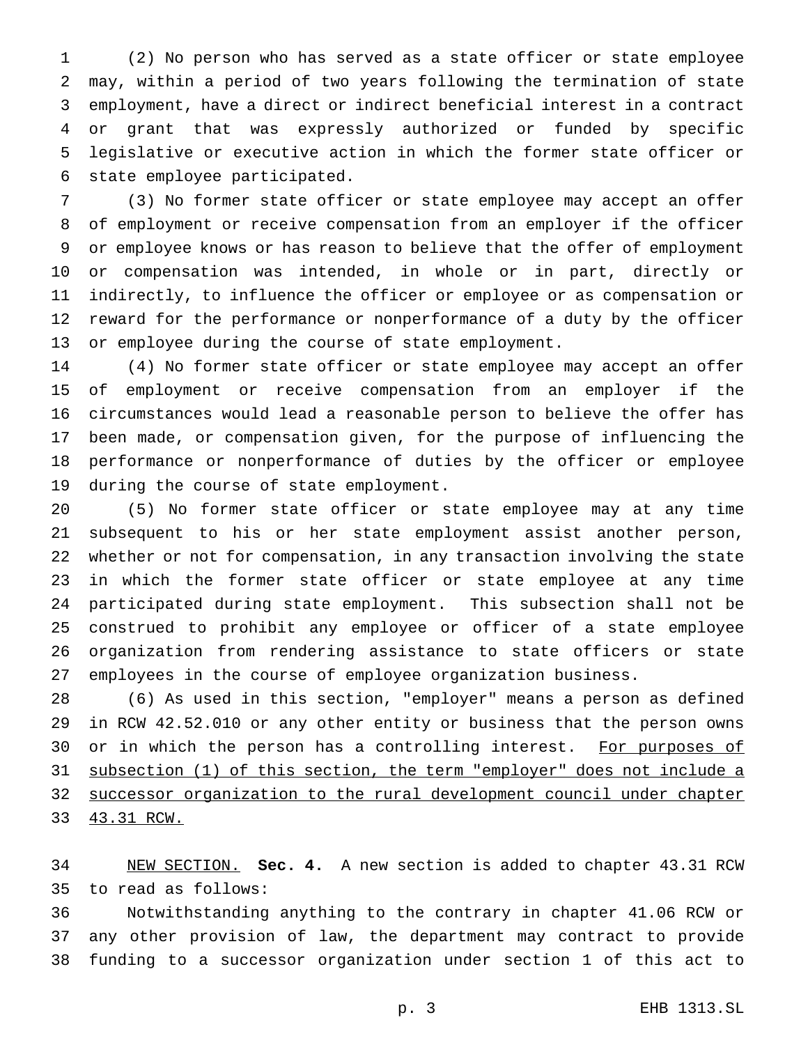(2) No person who has served as a state officer or state employee may, within a period of two years following the termination of state employment, have a direct or indirect beneficial interest in a contract or grant that was expressly authorized or funded by specific legislative or executive action in which the former state officer or state employee participated.

(3) No former state officer or state employee may accept an offer of employment or receive compensation from an employer if the officer or employee knows or has reason to believe that the offer of employment or compensation was intended, in whole or in part, directly or indirectly, to influence the officer or employee or as compensation or reward for the performance or nonperformance of a duty by the officer or employee during the course of state employment.

(4) No former state officer or state employee may accept an offer of employment or receive compensation from an employer if the circumstances would lead a reasonable person to believe the offer has been made, or compensation given, for the purpose of influencing the performance or nonperformance of duties by the officer or employee during the course of state employment.

(5) No former state officer or state employee may at any time subsequent to his or her state employment assist another person, whether or not for compensation, in any transaction involving the state in which the former state officer or state employee at any time participated during state employment. This subsection shall not be construed to prohibit any employee or officer of a state employee organization from rendering assistance to state officers or state employees in the course of employee organization business.

(6) As used in this section, "employer" means a person as defined in RCW 42.52.010 or any other entity or business that the person owns or in which the person has a controlling interest. <u>For purposes of subsection (1) of this section, the term "employer" does not include a successor organization to the rural development council under chapter 43.31 RCW.</u>

<u>NEW SECTION.</u> **Sec. 4.** A new section is added to chapter 43.31 RCW to read as follows:

Notwithstanding anything to the contrary in chapter 41.06 RCW or any other provision of law, the department may contract to provide funding to a successor organization under section 1 of this act to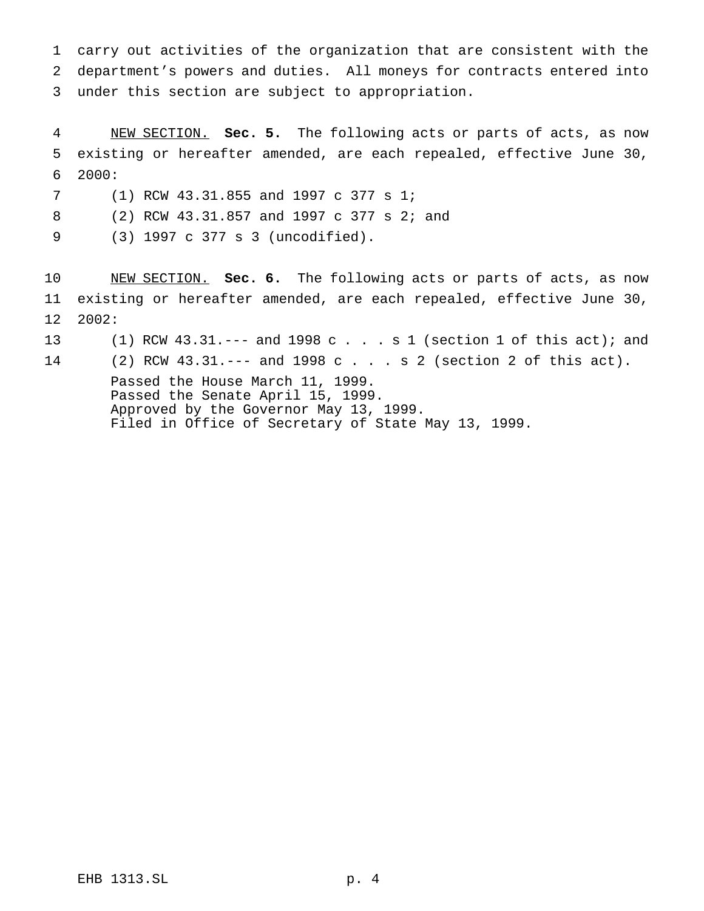carry out activities of the organization that are consistent with the department's powers and duties. All moneys for contracts entered into under this section are subject to appropriation.

NEW SECTION. **Sec. 5.** The following acts or parts of acts, as now existing or hereafter amended, are each repealed, effective June 30, 2000:

(1) RCW 43.31.855 and 1997 c 377 s 1;

(2) RCW 43.31.857 and 1997 c 377 s 2; and

(3) 1997 c 377 s 3 (uncodified).

NEW SECTION. **Sec. 6.** The following acts or parts of acts, as now existing or hereafter amended, are each repealed, effective June 30, 2002:

(1) RCW 43.31.--- and 1998 c . . . s 1 (section 1 of this act); and

(2) RCW 43.31.--- and 1998 c . . . s 2 (section 2 of this act).

Passed the House March 11, 1999.
Passed the Senate April 15, 1999.
Approved by the Governor May 13, 1999.
Filed in Office of Secretary of State May 13, 1999.